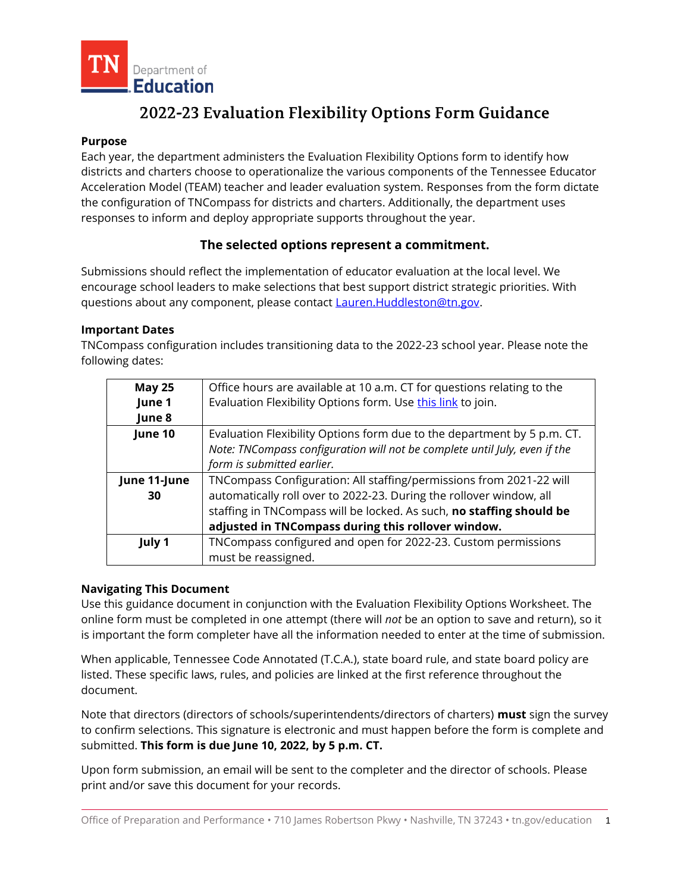# 2022-23 Evaluation Flexibility Options Form Guidance

**Purpose**

Each year, the department administers the Evaluation Flexibility Options form to identify how districts and charters choose to operationalize the various components of the Tennessee Educator Acceleration Model (TEAM) teacher and leader evaluation system. Responses from the form dictate the configuration of TNCompass for districts and charters. Additionally, the department uses responses to inform and deploy appropriate supports throughout the year.

**The selected options represent a commitment.**

Submissions should reflect the implementation of educator evaluation at the local level. We encourage school leaders to make selections that best support district strategic priorities. With questions about any component, please contact [Lauren.Huddleston@tn.gov](mailto:Lauren.Huddleston@tn.gov).

**Important Dates**

TNCompass configuration includes transitioning data to the 2022-23 school year. Please note the following dates:

| Date | Description |
|---|---|
| **May 25**<br>**June 1**<br>**June 8** | Office hours are available at 10 a.m. CT for questions relating to the Evaluation Flexibility Options form. Use this link to join. |
| **June 10** | Evaluation Flexibility Options form due to the department by 5 p.m. CT. *Note: TNCompass configuration will not be complete until July, even if the form is submitted earlier.* |
| **June 11-June 30** | TNCompass Configuration: All staffing/permissions from 2021-22 will automatically roll over to 2022-23. During the rollover window, all staffing in TNCompass will be locked. As such, **no staffing should be adjusted in TNCompass during this rollover window.** |
| **July 1** | TNCompass configured and open for 2022-23. Custom permissions must be reassigned. |

**Navigating This Document**

Use this guidance document in conjunction with the Evaluation Flexibility Options Worksheet. The online form must be completed in one attempt (there will *not* be an option to save and return), so it is important the form completer have all the information needed to enter at the time of submission.

When applicable, Tennessee Code Annotated (T.C.A.), state board rule, and state board policy are listed. These specific laws, rules, and policies are linked at the first reference throughout the document.

Note that directors (directors of schools/superintendents/directors of charters) **must** sign the survey to confirm selections. This signature is electronic and must happen before the form is complete and submitted. **This form is due June 10, 2022, by 5 p.m. CT.**

Upon form submission, an email will be sent to the completer and the director of schools. Please print and/or save this document for your records.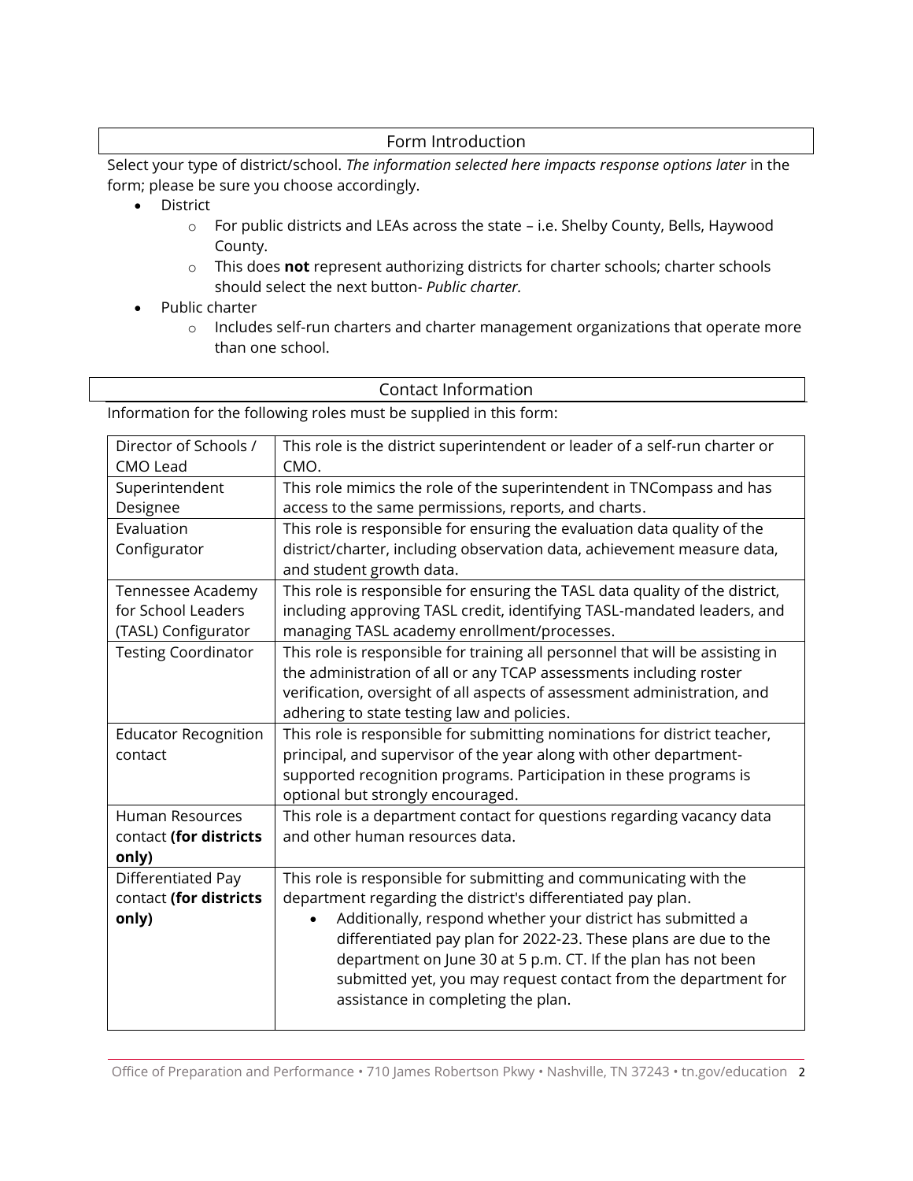## Form Introduction

Select your type of district/school. *The information selected here impacts response options later* in the form; please be sure you choose accordingly.

- District
  - For public districts and LEAs across the state – i.e. Shelby County, Bells, Haywood County.
  - This does **not** represent authorizing districts for charter schools; charter schools should select the next button- *Public charter.*
- Public charter
  - Includes self-run charters and charter management organizations that operate more than one school.

## Contact Information

Information for the following roles must be supplied in this form:

| Role | Description |
|---|---|
| Director of Schools / CMO Lead | This role is the district superintendent or leader of a self-run charter or CMO. |
| Superintendent Designee | This role mimics the role of the superintendent in TNCompass and has access to the same permissions, reports, and charts. |
| Evaluation Configurator | This role is responsible for ensuring the evaluation data quality of the district/charter, including observation data, achievement measure data, and student growth data. |
| Tennessee Academy for School Leaders (TASL) Configurator | This role is responsible for ensuring the TASL data quality of the district, including approving TASL credit, identifying TASL-mandated leaders, and managing TASL academy enrollment/processes. |
| Testing Coordinator | This role is responsible for training all personnel that will be assisting in the administration of all or any TCAP assessments including roster verification, oversight of all aspects of assessment administration, and adhering to state testing law and policies. |
| Educator Recognition contact | This role is responsible for submitting nominations for district teacher, principal, and supervisor of the year along with other department-supported recognition programs. Participation in these programs is optional but strongly encouraged. |
| Human Resources contact **(for districts only)** | This role is a department contact for questions regarding vacancy data and other human resources data. |
| Differentiated Pay contact **(for districts only)** | This role is responsible for submitting and communicating with the department regarding the district's differentiated pay plan. • Additionally, respond whether your district has submitted a differentiated pay plan for 2022-23. These plans are due to the department on June 30 at 5 p.m. CT. If the plan has not been submitted yet, you may request contact from the department for assistance in completing the plan. |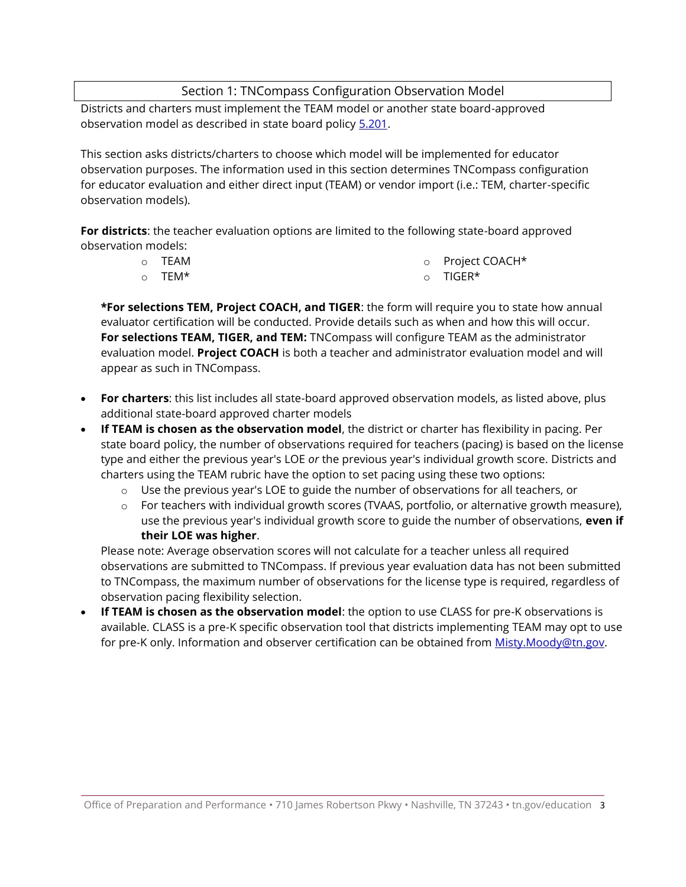## Section 1: TNCompass Configuration Observation Model

Districts and charters must implement the TEAM model or another state board-approved observation model as described in state board policy [5.201](5.201).

This section asks districts/charters to choose which model will be implemented for educator observation purposes. The information used in this section determines TNCompass configuration for educator evaluation and either direct input (TEAM) or vendor import (i.e.: TEM, charter-specific observation models).

**For districts**: the teacher evaluation options are limited to the following state-board approved observation models:

- TEAM
- TEM*
- Project COACH*
- TIGER*

**\*For selections TEM, Project COACH, and TIGER**: the form will require you to state how annual evaluator certification will be conducted. Provide details such as when and how this will occur. **For selections TEAM, TIGER, and TEM:** TNCompass will configure TEAM as the administrator evaluation model. **Project COACH** is both a teacher and administrator evaluation model and will appear as such in TNCompass.

- **For charters**: this list includes all state-board approved observation models, as listed above, plus additional state-board approved charter models
- **If TEAM is chosen as the observation model**, the district or charter has flexibility in pacing. Per state board policy, the number of observations required for teachers (pacing) is based on the license type and either the previous year's LOE *or* the previous year's individual growth score. Districts and charters using the TEAM rubric have the option to set pacing using these two options:
  - Use the previous year's LOE to guide the number of observations for all teachers, or
  - For teachers with individual growth scores (TVAAS, portfolio, or alternative growth measure), use the previous year's individual growth score to guide the number of observations, **even if their LOE was higher**.

  Please note: Average observation scores will not calculate for a teacher unless all required observations are submitted to TNCompass. If previous year evaluation data has not been submitted to TNCompass, the maximum number of observations for the license type is required, regardless of observation pacing flexibility selection.
- **If TEAM is chosen as the observation model**: the option to use CLASS for pre-K observations is available. CLASS is a pre-K specific observation tool that districts implementing TEAM may opt to use for pre-K only. Information and observer certification can be obtained from [Misty.Moody@tn.gov](mailto:Misty.Moody@tn.gov).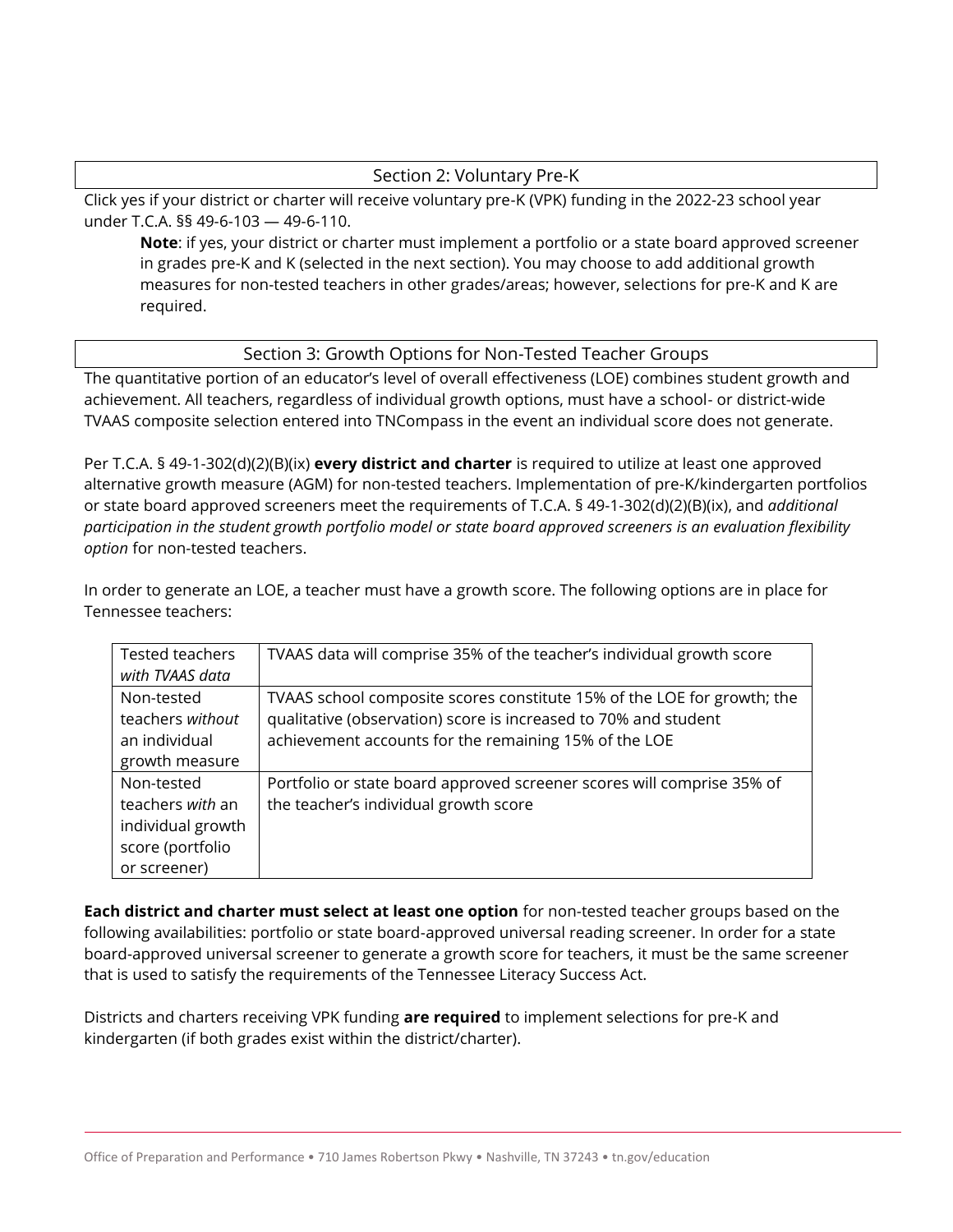## Section 2: Voluntary Pre-K

Click yes if your district or charter will receive voluntary pre-K (VPK) funding in the 2022-23 school year under T.C.A. §§ 49-6-103 — 49-6-110.

> **Note**: if yes, your district or charter must implement a portfolio or a state board approved screener in grades pre-K and K (selected in the next section). You may choose to add additional growth measures for non-tested teachers in other grades/areas; however, selections for pre-K and K are required.

## Section 3: Growth Options for Non-Tested Teacher Groups

The quantitative portion of an educator's level of overall effectiveness (LOE) combines student growth and achievement. All teachers, regardless of individual growth options, must have a school- or district-wide TVAAS composite selection entered into TNCompass in the event an individual score does not generate.

Per T.C.A. § 49-1-302(d)(2)(B)(ix) **every district and charter** is required to utilize at least one approved alternative growth measure (AGM) for non-tested teachers. Implementation of pre-K/kindergarten portfolios or state board approved screeners meet the requirements of T.C.A. § 49-1-302(d)(2)(B)(ix), and *additional participation in the student growth portfolio model or state board approved screeners is an evaluation flexibility option* for non-tested teachers.

In order to generate an LOE, a teacher must have a growth score. The following options are in place for Tennessee teachers:

| | |
|---|---|
| Tested teachers *with TVAAS data* | TVAAS data will comprise 35% of the teacher's individual growth score |
| Non-tested teachers *without* an individual growth measure | TVAAS school composite scores constitute 15% of the LOE for growth; the qualitative (observation) score is increased to 70% and student achievement accounts for the remaining 15% of the LOE |
| Non-tested teachers *with* an individual growth score (portfolio or screener) | Portfolio or state board approved screener scores will comprise 35% of the teacher's individual growth score |

**Each district and charter must select at least one option** for non-tested teacher groups based on the following availabilities: portfolio or state board-approved universal reading screener. In order for a state board-approved universal screener to generate a growth score for teachers, it must be the same screener that is used to satisfy the requirements of the Tennessee Literacy Success Act.

Districts and charters receiving VPK funding **are required** to implement selections for pre-K and kindergarten (if both grades exist within the district/charter).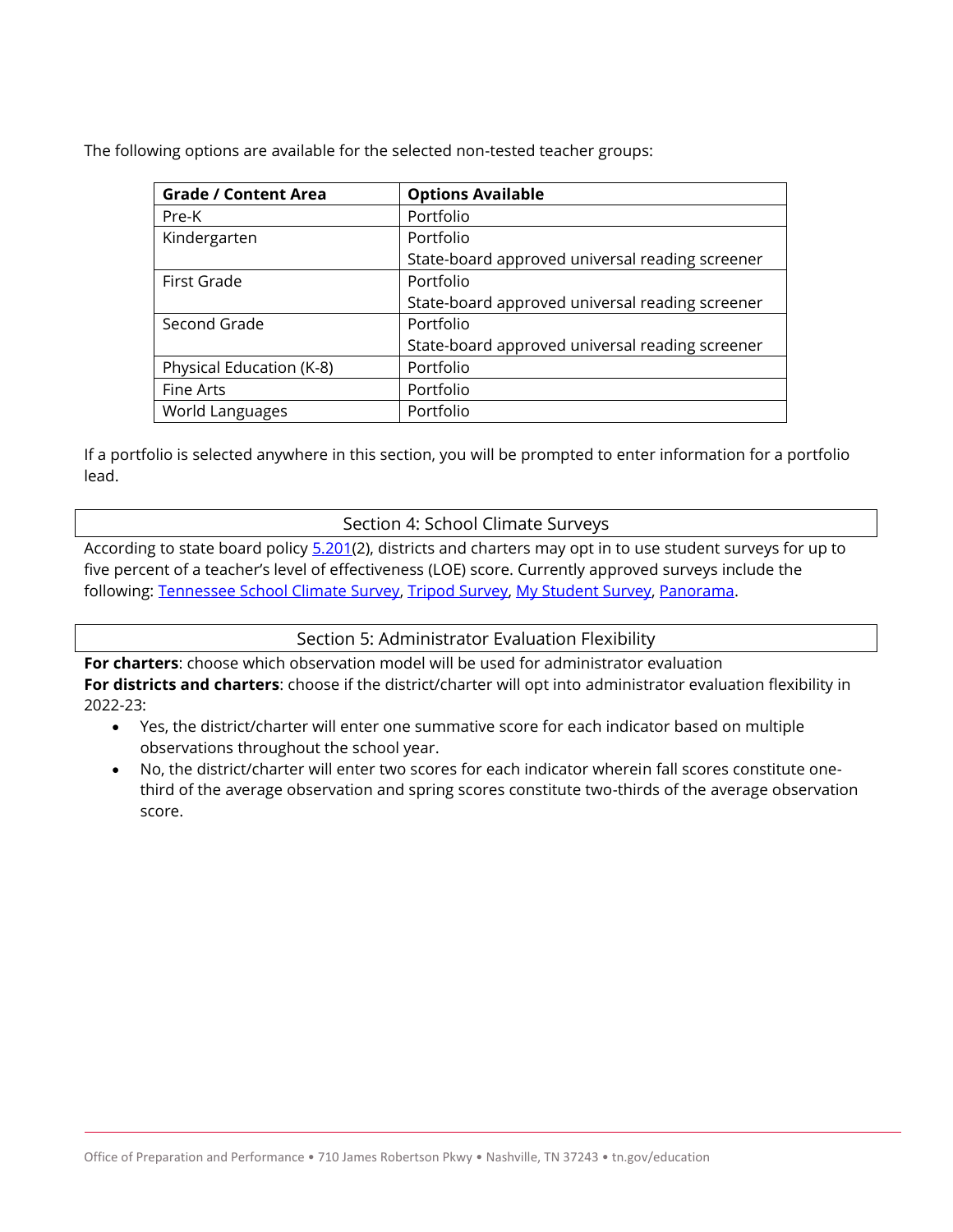The following options are available for the selected non-tested teacher groups:

| Grade / Content Area | Options Available |
|---|---|
| Pre-K | Portfolio |
| Kindergarten | Portfolio<br>State-board approved universal reading screener |
| First Grade | Portfolio<br>State-board approved universal reading screener |
| Second Grade | Portfolio<br>State-board approved universal reading screener |
| Physical Education (K-8) | Portfolio |
| Fine Arts | Portfolio |
| World Languages | Portfolio |

If a portfolio is selected anywhere in this section, you will be prompted to enter information for a portfolio lead.

## Section 4: School Climate Surveys

According to state board policy 5.201(2), districts and charters may opt in to use student surveys for up to five percent of a teacher's level of effectiveness (LOE) score. Currently approved surveys include the following: Tennessee School Climate Survey, Tripod Survey, My Student Survey, Panorama.

## Section 5: Administrator Evaluation Flexibility

**For charters**: choose which observation model will be used for administrator evaluation
**For districts and charters**: choose if the district/charter will opt into administrator evaluation flexibility in 2022-23:

- Yes, the district/charter will enter one summative score for each indicator based on multiple observations throughout the school year.
- No, the district/charter will enter two scores for each indicator wherein fall scores constitute one-third of the average observation and spring scores constitute two-thirds of the average observation score.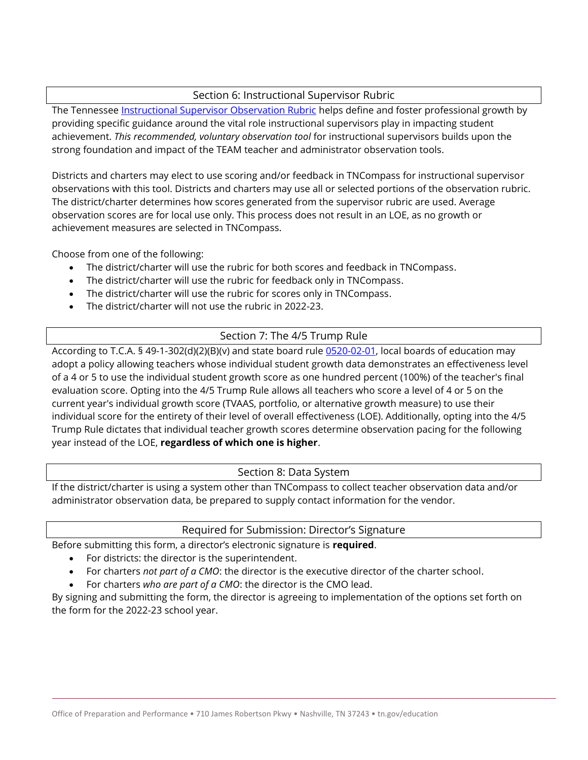## Section 6: Instructional Supervisor Rubric

The Tennessee [Instructional Supervisor Observation Rubric](#) helps define and foster professional growth by providing specific guidance around the vital role instructional supervisors play in impacting student achievement. *This recommended, voluntary observation tool* for instructional supervisors builds upon the strong foundation and impact of the TEAM teacher and administrator observation tools.

Districts and charters may elect to use scoring and/or feedback in TNCompass for instructional supervisor observations with this tool. Districts and charters may use all or selected portions of the observation rubric. The district/charter determines how scores generated from the supervisor rubric are used. Average observation scores are for local use only. This process does not result in an LOE, as no growth or achievement measures are selected in TNCompass.

Choose from one of the following:

- The district/charter will use the rubric for both scores and feedback in TNCompass.
- The district/charter will use the rubric for feedback only in TNCompass.
- The district/charter will use the rubric for scores only in TNCompass.
- The district/charter will not use the rubric in 2022-23.

## Section 7: The 4/5 Trump Rule

According to T.C.A. § 49-1-302(d)(2)(B)(v) and state board rule [0520-02-01](#), local boards of education may adopt a policy allowing teachers whose individual student growth data demonstrates an effectiveness level of a 4 or 5 to use the individual student growth score as one hundred percent (100%) of the teacher's final evaluation score. Opting into the 4/5 Trump Rule allows all teachers who score a level of 4 or 5 on the current year's individual growth score (TVAAS, portfolio, or alternative growth measure) to use their individual score for the entirety of their level of overall effectiveness (LOE). Additionally, opting into the 4/5 Trump Rule dictates that individual teacher growth scores determine observation pacing for the following year instead of the LOE, **regardless of which one is higher**.

## Section 8: Data System

If the district/charter is using a system other than TNCompass to collect teacher observation data and/or administrator observation data, be prepared to supply contact information for the vendor.

## Required for Submission: Director's Signature

Before submitting this form, a director's electronic signature is **required**.

- For districts: the director is the superintendent.
- For charters *not part of a CMO*: the director is the executive director of the charter school.
- For charters *who are part of a CMO*: the director is the CMO lead.

By signing and submitting the form, the director is agreeing to implementation of the options set forth on the form for the 2022-23 school year.